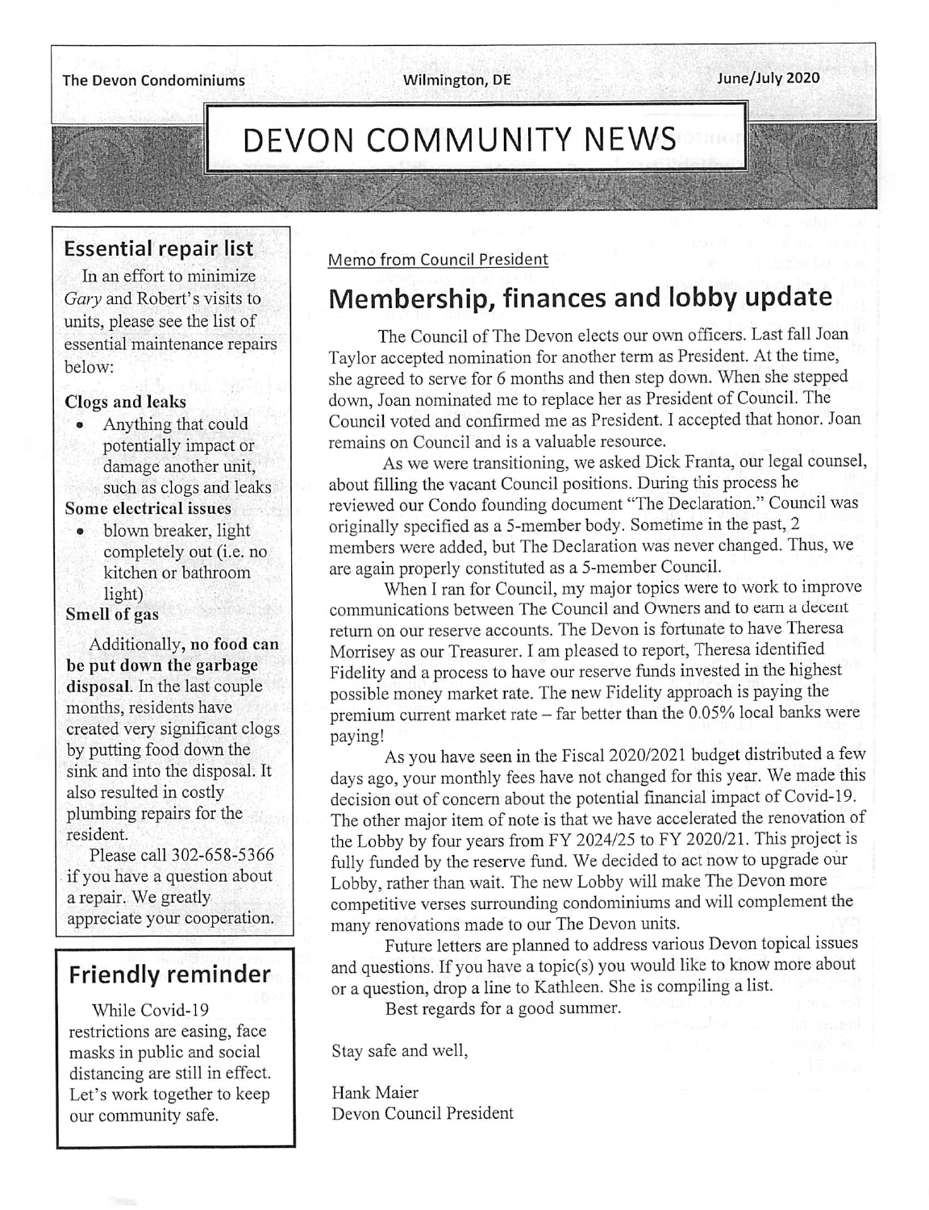The Devon Condominiums Wilmington, DE June/July 2020

# DEVON COMMUNITY NEWS

Memo from Council President

## Membership, finances and lobby update

The Council of The Devon elects our own officers. Last fall Joan Taylor accepted nomination for another term as President. At the time, she agreed to serve for 6 months and then step down. When she stepped down, Joan nominated me to replace her as President of Council. The Council voted and confirmed me as President. I accepted that honor. Joan remains on Council and is a valuable resource.

As we were transitioning, we asked Dick Franta, our legal counsel, about filling the vacant Council positions. During this process he reviewed our Condo founding document "The Declaration." Council was originally specified as a 5-member body. Sometime in the past, 2 members were added, but The Declaration was never changed. Thus, we are again properly constituted as a 5-member Council.

When I ran for Council, my major topics were to work to improve communications between The Council and Owners and to earn a decent return on our reserve accounts. The Devon is fortunate to have Theresa Morrisey as our Treasurer. I am pleased to report, Theresa identified Fidelity and a process to have our reserve funds invested in the highest possible money market rate. The new Fidelity approach is paying the premium current market rate – far better than the 0.05% local banks were paying!

As you have seen in the Fiscal 2020/2021 budget distributed a few days ago, your monthly fees have not changed for this year. We made this decision out of concern about the potential financial impact of Covid-19. The other major item of note is that we have accelerated the renovation of the Lobby by four years from FY 2024/25 to FY 2020/21. This project is fully funded by the reserve fund. We decided to act now to upgrade our Lobby, rather than wait. The new Lobby will make The Devon more competitive verses surrounding condominiums and will complement the many renovations made to our The Devon units.

Future letters are planned to address various Devon topical issues and questions. If you have a topic(s) you would like to know more about or a question, drop a line to Kathleen. She is compiling a list.

Best regards for a good summer.

Stay safe and well,

Hank Maier
Devon Council President

## Essential repair list

In an effort to minimize *Gary* and Robert's visits to units, please see the list of essential maintenance repairs below:

**Clogs and leaks**

- Anything that could potentially impact or damage another unit, such as clogs and leaks

**Some electrical issues**

- blown breaker, light completely out (i.e. no kitchen or bathroom light)

**Smell of gas**

Additionally, **no food can be put down the garbage disposal**. In the last couple months, residents have created very significant clogs by putting food down the sink and into the disposal. It also resulted in costly plumbing repairs for the resident.

Please call 302-658-5366 if you have a question about a repair. We greatly appreciate your cooperation.

## Friendly reminder

While Covid-19 restrictions are easing, face masks in public and social distancing are still in effect. Let's work together to keep our community safe.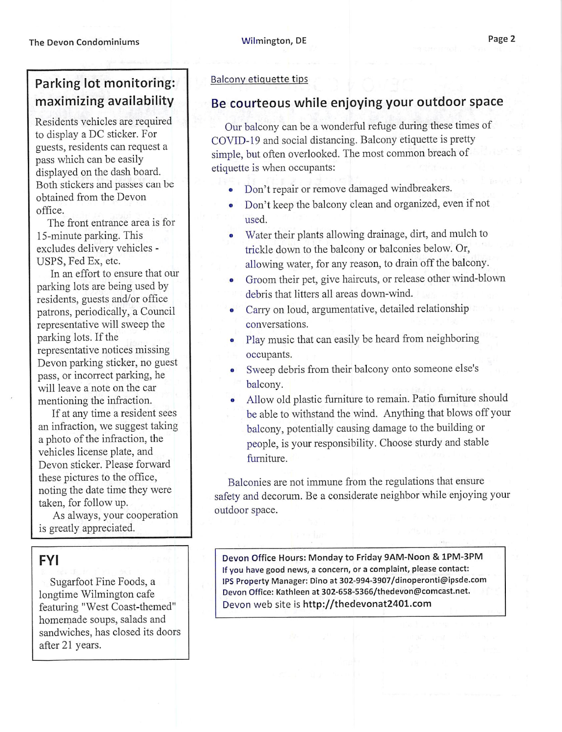## Parking lot monitoring: maximizing availability

Residents vehicles are required to display a DC sticker. For guests, residents can request a pass which can be easily displayed on the dash board. Both stickers and passes can be obtained from the Devon office.

The front entrance area is for 15-minute parking. This excludes delivery vehicles - USPS, Fed Ex, etc.

In an effort to ensure that our parking lots are being used by residents, guests and/or office patrons, periodically, a Council representative will sweep the parking lots. If the representative notices missing Devon parking sticker, no guest pass, or incorrect parking, he will leave a note on the car mentioning the infraction.

If at any time a resident sees an infraction, we suggest taking a photo of the infraction, the vehicles license plate, and Devon sticker. Please forward these pictures to the office, noting the date time they were taken, for follow up.

As always, your cooperation is greatly appreciated.

## FYI

Sugarfoot Fine Foods, a longtime Wilmington cafe featuring "West Coast-themed" homemade soups, salads and sandwiches, has closed its doors after 21 years.

Balcony etiquette tips

## Be courteous while enjoying your outdoor space

Our balcony can be a wonderful refuge during these times of COVID-19 and social distancing. Balcony etiquette is pretty simple, but often overlooked. The most common breach of etiquette is when occupants:

- Don't repair or remove damaged windbreakers.
- Don't keep the balcony clean and organized, even if not used.
- Water their plants allowing drainage, dirt, and mulch to trickle down to the balcony or balconies below. Or, allowing water, for any reason, to drain off the balcony.
- Groom their pet, give haircuts, or release other wind-blown debris that litters all areas down-wind.
- Carry on loud, argumentative, detailed relationship conversations.
- Play music that can easily be heard from neighboring occupants.
- Sweep debris from their balcony onto someone else's balcony.
- Allow old plastic furniture to remain. Patio furniture should be able to withstand the wind. Anything that blows off your balcony, potentially causing damage to the building or people, is your responsibility. Choose sturdy and stable furniture.

Balconies are not immune from the regulations that ensure safety and decorum. Be a considerate neighbor while enjoying your outdoor space.

**Devon Office Hours: Monday to Friday 9AM-Noon & 1PM-3PM**
**If you have good news, a concern, or a complaint, please contact:**
**IPS Property Manager: Dino at 302-994-3907/dinoperonti@ipsde.com**
**Devon Office: Kathleen at 302-658-5366/thedevon@comcast.net.**
Devon web site is **http://thedevonat2401.com**